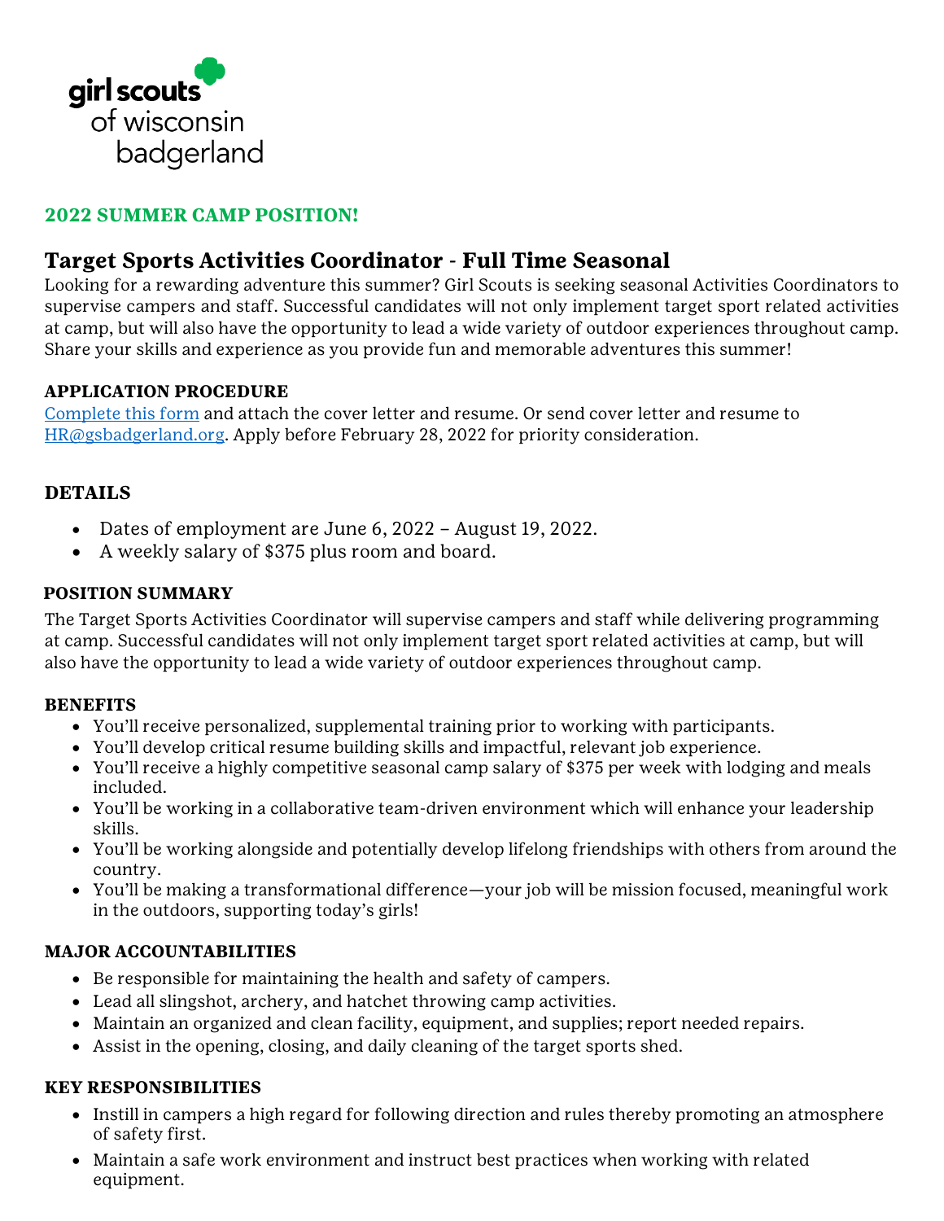girl scouts of wisconsin badgerland

**2022 SUMMER CAMP POSITION!**

## Target Sports Activities Coordinator - Full Time Seasonal

Looking for a rewarding adventure this summer? Girl Scouts is seeking seasonal Activities Coordinators to supervise campers and staff. Successful candidates will not only implement target sport related activities at camp, but will also have the opportunity to lead a wide variety of outdoor experiences throughout camp. Share your skills and experience as you provide fun and memorable adventures this summer!

### APPLICATION PROCEDURE

Complete this form and attach the cover letter and resume. Or send cover letter and resume to HR@gsbadgerland.org. Apply before February 28, 2022 for priority consideration.

### DETAILS

- Dates of employment are June 6, 2022 – August 19, 2022.
- A weekly salary of $375 plus room and board.

### POSITION SUMMARY

The Target Sports Activities Coordinator will supervise campers and staff while delivering programming at camp. Successful candidates will not only implement target sport related activities at camp, but will also have the opportunity to lead a wide variety of outdoor experiences throughout camp.

### BENEFITS

- You'll receive personalized, supplemental training prior to working with participants.
- You'll develop critical resume building skills and impactful, relevant job experience.
- You'll receive a highly competitive seasonal camp salary of $375 per week with lodging and meals included.
- You'll be working in a collaborative team-driven environment which will enhance your leadership skills.
- You'll be working alongside and potentially develop lifelong friendships with others from around the country.
- You'll be making a transformational difference—your job will be mission focused, meaningful work in the outdoors, supporting today's girls!

### MAJOR ACCOUNTABILITIES

- Be responsible for maintaining the health and safety of campers.
- Lead all slingshot, archery, and hatchet throwing camp activities.
- Maintain an organized and clean facility, equipment, and supplies; report needed repairs.
- Assist in the opening, closing, and daily cleaning of the target sports shed.

### KEY RESPONSIBILITIES

- Instill in campers a high regard for following direction and rules thereby promoting an atmosphere of safety first.
- Maintain a safe work environment and instruct best practices when working with related equipment.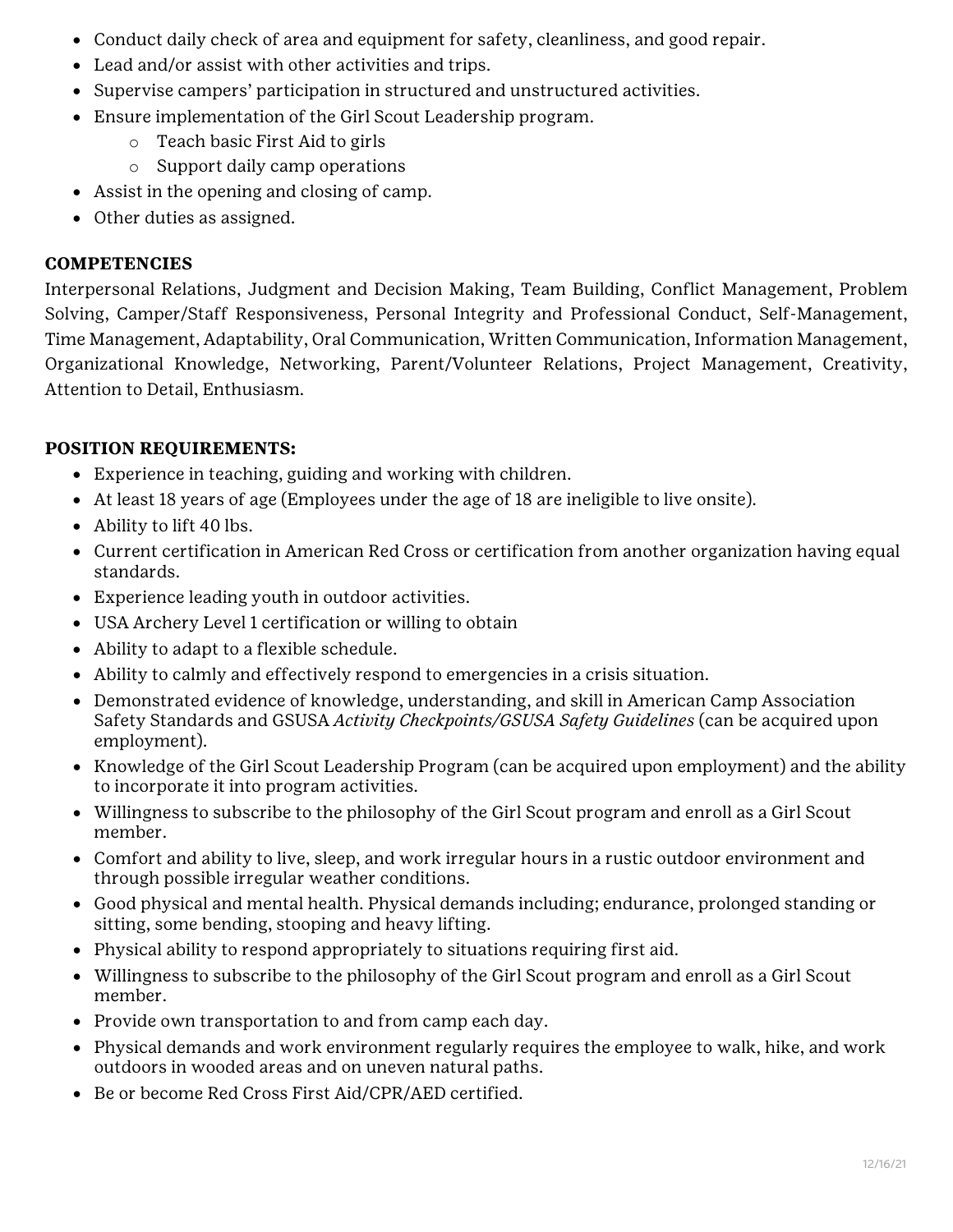- Conduct daily check of area and equipment for safety, cleanliness, and good repair.
- Lead and/or assist with other activities and trips.
- Supervise campers' participation in structured and unstructured activities.
- Ensure implementation of the Girl Scout Leadership program.
  - Teach basic First Aid to girls
  - Support daily camp operations
- Assist in the opening and closing of camp.
- Other duties as assigned.

**COMPETENCIES**

Interpersonal Relations, Judgment and Decision Making, Team Building, Conflict Management, Problem Solving, Camper/Staff Responsiveness, Personal Integrity and Professional Conduct, Self-Management, Time Management, Adaptability, Oral Communication, Written Communication, Information Management, Organizational Knowledge, Networking, Parent/Volunteer Relations, Project Management, Creativity, Attention to Detail, Enthusiasm.

**POSITION REQUIREMENTS:**

- Experience in teaching, guiding and working with children.
- At least 18 years of age (Employees under the age of 18 are ineligible to live onsite).
- Ability to lift 40 lbs.
- Current certification in American Red Cross or certification from another organization having equal standards.
- Experience leading youth in outdoor activities.
- USA Archery Level 1 certification or willing to obtain
- Ability to adapt to a flexible schedule.
- Ability to calmly and effectively respond to emergencies in a crisis situation.
- Demonstrated evidence of knowledge, understanding, and skill in American Camp Association Safety Standards and GSUSA *Activity Checkpoints/GSUSA Safety Guidelines* (can be acquired upon employment).
- Knowledge of the Girl Scout Leadership Program (can be acquired upon employment) and the ability to incorporate it into program activities.
- Willingness to subscribe to the philosophy of the Girl Scout program and enroll as a Girl Scout member.
- Comfort and ability to live, sleep, and work irregular hours in a rustic outdoor environment and through possible irregular weather conditions.
- Good physical and mental health. Physical demands including; endurance, prolonged standing or sitting, some bending, stooping and heavy lifting.
- Physical ability to respond appropriately to situations requiring first aid.
- Willingness to subscribe to the philosophy of the Girl Scout program and enroll as a Girl Scout member.
- Provide own transportation to and from camp each day.
- Physical demands and work environment regularly requires the employee to walk, hike, and work outdoors in wooded areas and on uneven natural paths.
- Be or become Red Cross First Aid/CPR/AED certified.

12/16/21